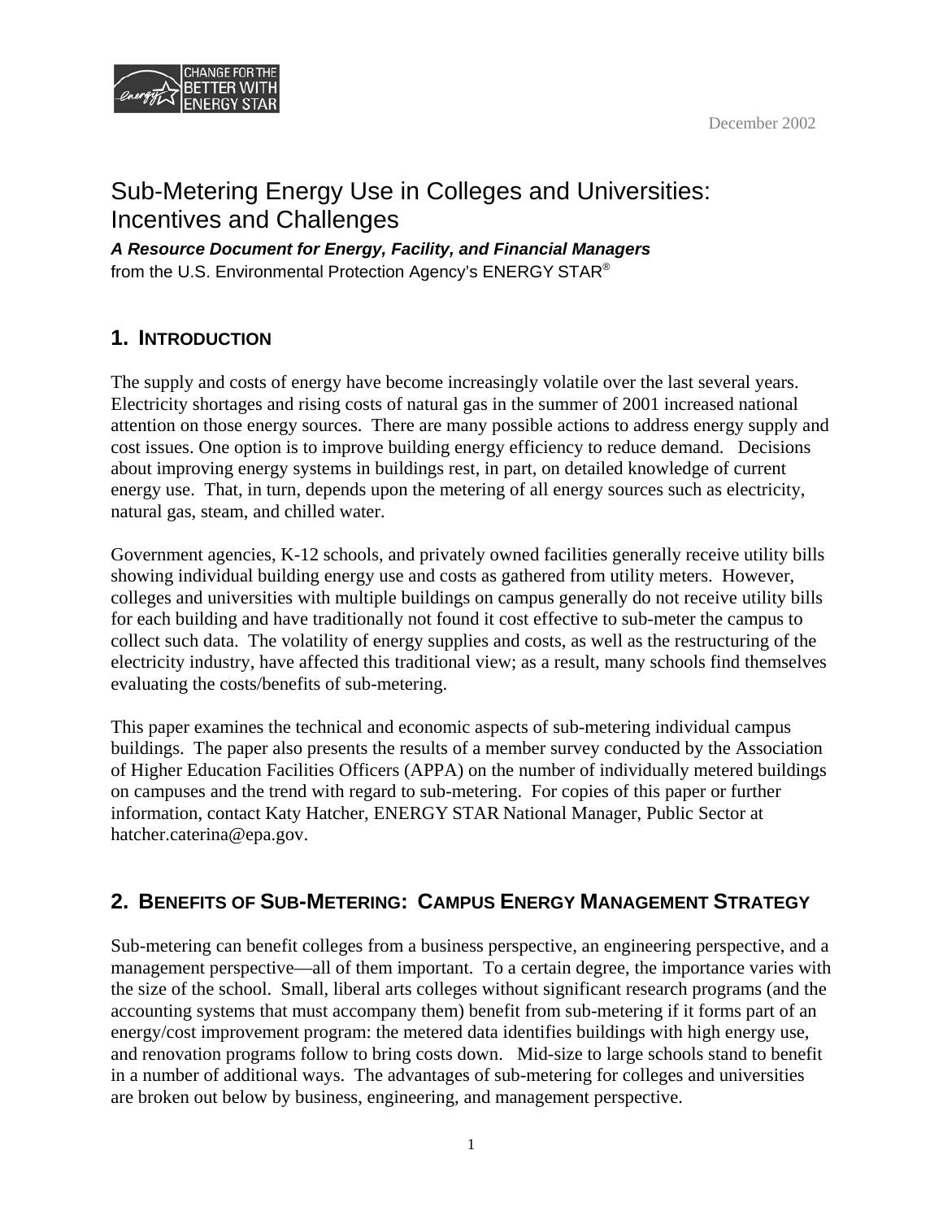December 2002

# Sub-Metering Energy Use in Colleges and Universities: Incentives and Challenges

***A Resource Document for Energy, Facility, and Financial Managers***
from the U.S. Environmental Protection Agency's ENERGY STAR®

## 1. Introduction

The supply and costs of energy have become increasingly volatile over the last several years. Electricity shortages and rising costs of natural gas in the summer of 2001 increased national attention on those energy sources. There are many possible actions to address energy supply and cost issues. One option is to improve building energy efficiency to reduce demand. Decisions about improving energy systems in buildings rest, in part, on detailed knowledge of current energy use. That, in turn, depends upon the metering of all energy sources such as electricity, natural gas, steam, and chilled water.

Government agencies, K-12 schools, and privately owned facilities generally receive utility bills showing individual building energy use and costs as gathered from utility meters. However, colleges and universities with multiple buildings on campus generally do not receive utility bills for each building and have traditionally not found it cost effective to sub-meter the campus to collect such data. The volatility of energy supplies and costs, as well as the restructuring of the electricity industry, have affected this traditional view; as a result, many schools find themselves evaluating the costs/benefits of sub-metering.

This paper examines the technical and economic aspects of sub-metering individual campus buildings. The paper also presents the results of a member survey conducted by the Association of Higher Education Facilities Officers (APPA) on the number of individually metered buildings on campuses and the trend with regard to sub-metering. For copies of this paper or further information, contact Katy Hatcher, ENERGY STAR National Manager, Public Sector at hatcher.caterina@epa.gov.

## 2. Benefits of Sub-Metering: Campus Energy Management Strategy

Sub-metering can benefit colleges from a business perspective, an engineering perspective, and a management perspective—all of them important. To a certain degree, the importance varies with the size of the school. Small, liberal arts colleges without significant research programs (and the accounting systems that must accompany them) benefit from sub-metering if it forms part of an energy/cost improvement program: the metered data identifies buildings with high energy use, and renovation programs follow to bring costs down. Mid-size to large schools stand to benefit in a number of additional ways. The advantages of sub-metering for colleges and universities are broken out below by business, engineering, and management perspective.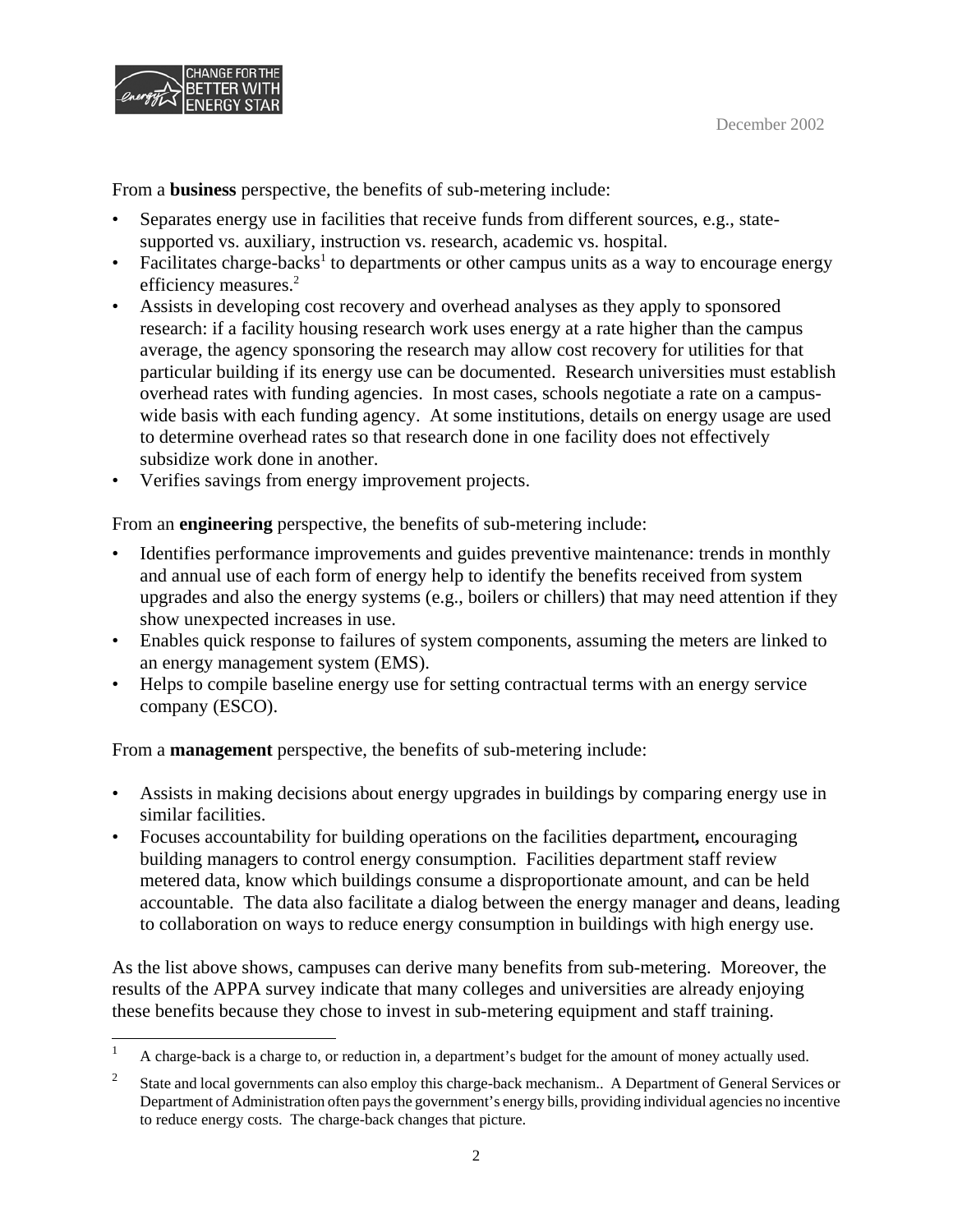From a **business** perspective, the benefits of sub-metering include:

- Separates energy use in facilities that receive funds from different sources, e.g., state-supported vs. auxiliary, instruction vs. research, academic vs. hospital.
- Facilitates charge-backs[1] to departments or other campus units as a way to encourage energy efficiency measures.[2]
- Assists in developing cost recovery and overhead analyses as they apply to sponsored research: if a facility housing research work uses energy at a rate higher than the campus average, the agency sponsoring the research may allow cost recovery for utilities for that particular building if its energy use can be documented. Research universities must establish overhead rates with funding agencies. In most cases, schools negotiate a rate on a campus-wide basis with each funding agency. At some institutions, details on energy usage are used to determine overhead rates so that research done in one facility does not effectively subsidize work done in another.
- Verifies savings from energy improvement projects.

From an **engineering** perspective, the benefits of sub-metering include:

- Identifies performance improvements and guides preventive maintenance: trends in monthly and annual use of each form of energy help to identify the benefits received from system upgrades and also the energy systems (e.g., boilers or chillers) that may need attention if they show unexpected increases in use.
- Enables quick response to failures of system components, assuming the meters are linked to an energy management system (EMS).
- Helps to compile baseline energy use for setting contractual terms with an energy service company (ESCO).

From a **management** perspective, the benefits of sub-metering include:

- Assists in making decisions about energy upgrades in buildings by comparing energy use in similar facilities.
- Focuses accountability for building operations on the facilities department**,** encouraging building managers to control energy consumption. Facilities department staff review metered data, know which buildings consume a disproportionate amount, and can be held accountable. The data also facilitate a dialog between the energy manager and deans, leading to collaboration on ways to reduce energy consumption in buildings with high energy use.

As the list above shows, campuses can derive many benefits from sub-metering. Moreover, the results of the APPA survey indicate that many colleges and universities are already enjoying these benefits because they chose to invest in sub-metering equipment and staff training.

---

[1] A charge-back is a charge to, or reduction in, a department's budget for the amount of money actually used.

[2] State and local governments can also employ this charge-back mechanism.. A Department of General Services or Department of Administration often pays the government's energy bills, providing individual agencies no incentive to reduce energy costs. The charge-back changes that picture.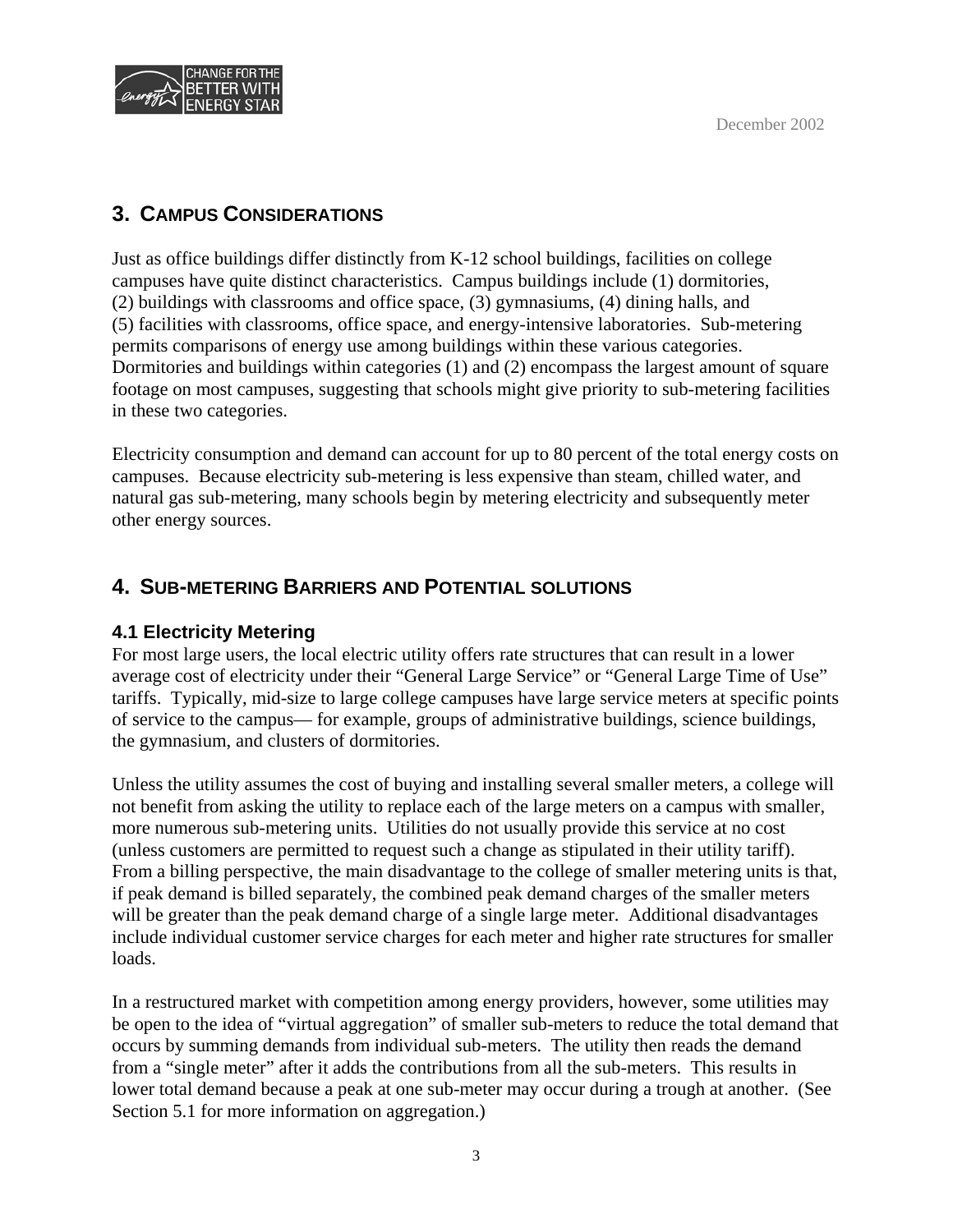## 3. CAMPUS CONSIDERATIONS

Just as office buildings differ distinctly from K-12 school buildings, facilities on college campuses have quite distinct characteristics. Campus buildings include (1) dormitories, (2) buildings with classrooms and office space, (3) gymnasiums, (4) dining halls, and (5) facilities with classrooms, office space, and energy-intensive laboratories. Sub-metering permits comparisons of energy use among buildings within these various categories. Dormitories and buildings within categories (1) and (2) encompass the largest amount of square footage on most campuses, suggesting that schools might give priority to sub-metering facilities in these two categories.

Electricity consumption and demand can account for up to 80 percent of the total energy costs on campuses. Because electricity sub-metering is less expensive than steam, chilled water, and natural gas sub-metering, many schools begin by metering electricity and subsequently meter other energy sources.

## 4. SUB-METERING BARRIERS AND POTENTIAL SOLUTIONS

### 4.1 Electricity Metering

For most large users, the local electric utility offers rate structures that can result in a lower average cost of electricity under their "General Large Service" or "General Large Time of Use" tariffs. Typically, mid-size to large college campuses have large service meters at specific points of service to the campus— for example, groups of administrative buildings, science buildings, the gymnasium, and clusters of dormitories.

Unless the utility assumes the cost of buying and installing several smaller meters, a college will not benefit from asking the utility to replace each of the large meters on a campus with smaller, more numerous sub-metering units. Utilities do not usually provide this service at no cost (unless customers are permitted to request such a change as stipulated in their utility tariff). From a billing perspective, the main disadvantage to the college of smaller metering units is that, if peak demand is billed separately, the combined peak demand charges of the smaller meters will be greater than the peak demand charge of a single large meter. Additional disadvantages include individual customer service charges for each meter and higher rate structures for smaller loads.

In a restructured market with competition among energy providers, however, some utilities may be open to the idea of "virtual aggregation" of smaller sub-meters to reduce the total demand that occurs by summing demands from individual sub-meters. The utility then reads the demand from a "single meter" after it adds the contributions from all the sub-meters. This results in lower total demand because a peak at one sub-meter may occur during a trough at another. (See Section 5.1 for more information on aggregation.)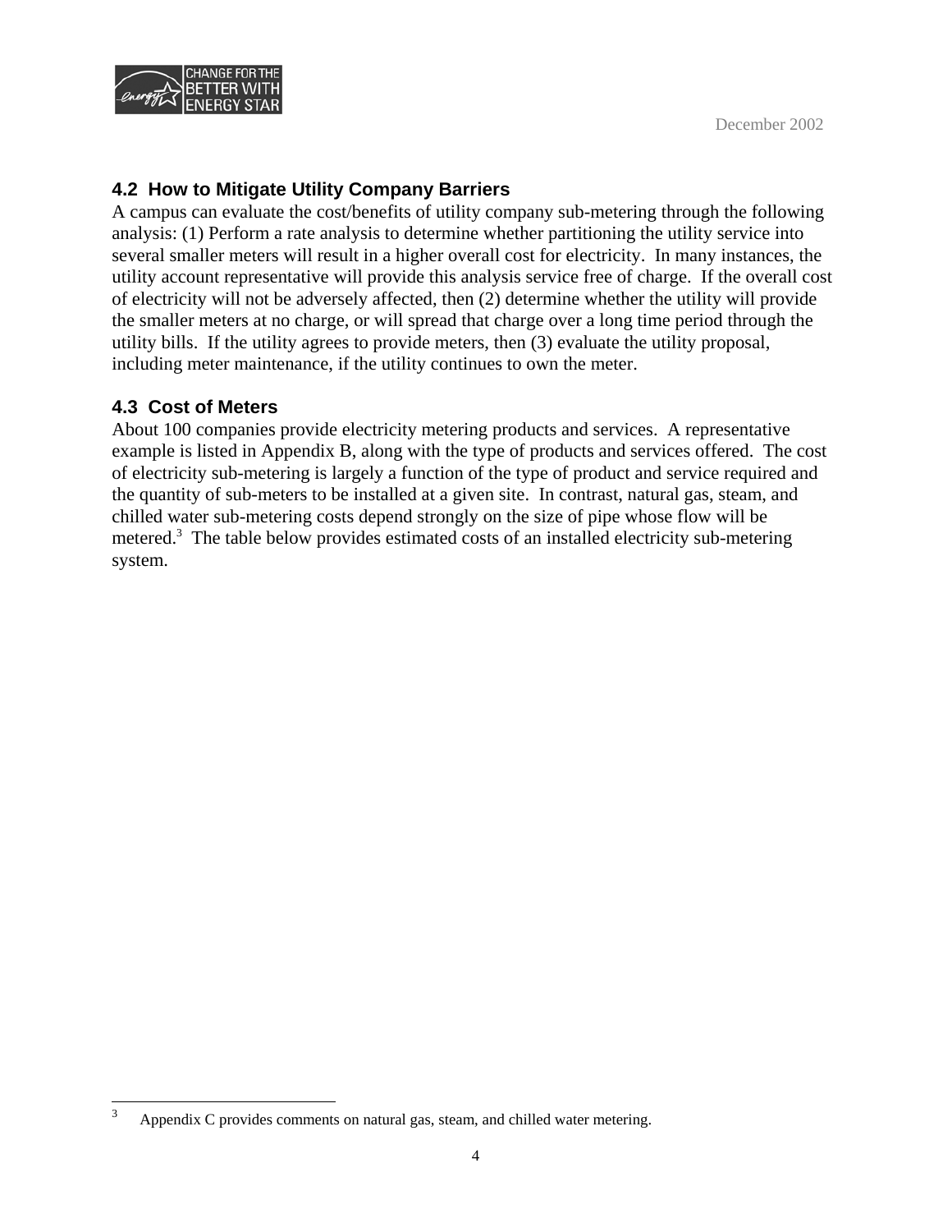## 4.2 How to Mitigate Utility Company Barriers

A campus can evaluate the cost/benefits of utility company sub-metering through the following analysis: (1) Perform a rate analysis to determine whether partitioning the utility service into several smaller meters will result in a higher overall cost for electricity. In many instances, the utility account representative will provide this analysis service free of charge. If the overall cost of electricity will not be adversely affected, then (2) determine whether the utility will provide the smaller meters at no charge, or will spread that charge over a long time period through the utility bills. If the utility agrees to provide meters, then (3) evaluate the utility proposal, including meter maintenance, if the utility continues to own the meter.

## 4.3 Cost of Meters

About 100 companies provide electricity metering products and services. A representative example is listed in Appendix B, along with the type of products and services offered. The cost of electricity sub-metering is largely a function of the type of product and service required and the quantity of sub-meters to be installed at a given site. In contrast, natural gas, steam, and chilled water sub-metering costs depend strongly on the size of pipe whose flow will be metered.[3] The table below provides estimated costs of an installed electricity sub-metering system.

[3] Appendix C provides comments on natural gas, steam, and chilled water metering.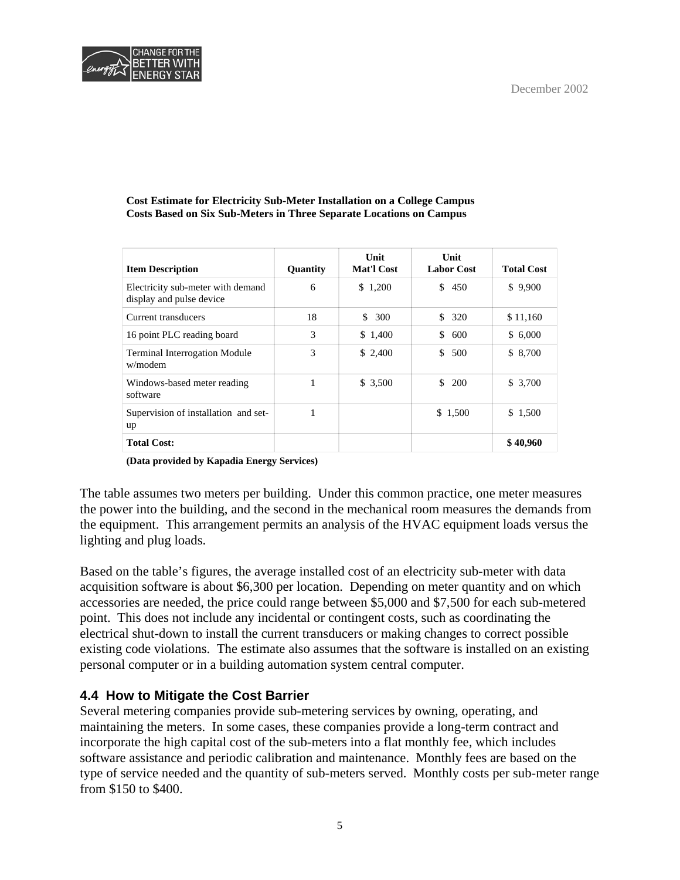**Cost Estimate for Electricity Sub-Meter Installation on a College Campus**
**Costs Based on Six Sub-Meters in Three Separate Locations on Campus**

| Item Description | Quantity | Unit Mat'l Cost | Unit Labor Cost | Total Cost |
|---|---|---|---|---|
| Electricity sub-meter with demand display and pulse device | 6 | $ 1,200 | $ 450 | $ 9,900 |
| Current transducers | 18 | $ 300 | $ 320 | $ 11,160 |
| 16 point PLC reading board | 3 | $ 1,400 | $ 600 | $ 6,000 |
| Terminal Interrogation Module w/modem | 3 | $ 2,400 | $ 500 | $ 8,700 |
| Windows-based meter reading software | 1 | $ 3,500 | $ 200 | $ 3,700 |
| Supervision of installation and set-up | 1 | | $ 1,500 | $ 1,500 |
| **Total Cost:** | | | | **$ 40,960** |

**(Data provided by Kapadia Energy Services)**

The table assumes two meters per building. Under this common practice, one meter measures the power into the building, and the second in the mechanical room measures the demands from the equipment. This arrangement permits an analysis of the HVAC equipment loads versus the lighting and plug loads.

Based on the table's figures, the average installed cost of an electricity sub-meter with data acquisition software is about $6,300 per location. Depending on meter quantity and on which accessories are needed, the price could range between $5,000 and $7,500 for each sub-metered point. This does not include any incidental or contingent costs, such as coordinating the electrical shut-down to install the current transducers or making changes to correct possible existing code violations. The estimate also assumes that the software is installed on an existing personal computer or in a building automation system central computer.

### 4.4 How to Mitigate the Cost Barrier

Several metering companies provide sub-metering services by owning, operating, and maintaining the meters. In some cases, these companies provide a long-term contract and incorporate the high capital cost of the sub-meters into a flat monthly fee, which includes software assistance and periodic calibration and maintenance. Monthly fees are based on the type of service needed and the quantity of sub-meters served. Monthly costs per sub-meter range from $150 to $400.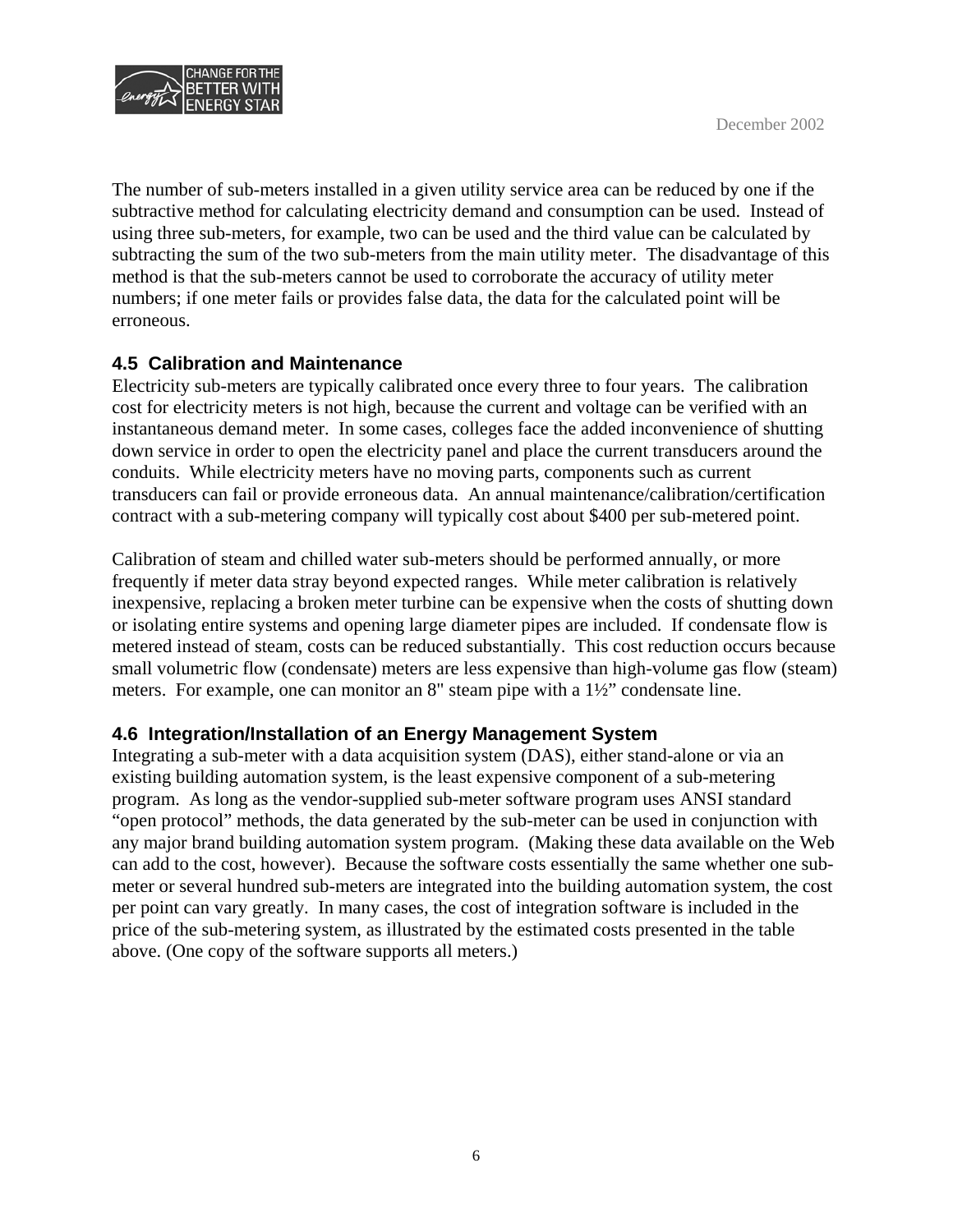The number of sub-meters installed in a given utility service area can be reduced by one if the subtractive method for calculating electricity demand and consumption can be used. Instead of using three sub-meters, for example, two can be used and the third value can be calculated by subtracting the sum of the two sub-meters from the main utility meter. The disadvantage of this method is that the sub-meters cannot be used to corroborate the accuracy of utility meter numbers; if one meter fails or provides false data, the data for the calculated point will be erroneous.

### 4.5 Calibration and Maintenance

Electricity sub-meters are typically calibrated once every three to four years. The calibration cost for electricity meters is not high, because the current and voltage can be verified with an instantaneous demand meter. In some cases, colleges face the added inconvenience of shutting down service in order to open the electricity panel and place the current transducers around the conduits. While electricity meters have no moving parts, components such as current transducers can fail or provide erroneous data. An annual maintenance/calibration/certification contract with a sub-metering company will typically cost about $400 per sub-metered point.

Calibration of steam and chilled water sub-meters should be performed annually, or more frequently if meter data stray beyond expected ranges. While meter calibration is relatively inexpensive, replacing a broken meter turbine can be expensive when the costs of shutting down or isolating entire systems and opening large diameter pipes are included. If condensate flow is metered instead of steam, costs can be reduced substantially. This cost reduction occurs because small volumetric flow (condensate) meters are less expensive than high-volume gas flow (steam) meters. For example, one can monitor an 8" steam pipe with a 1½" condensate line.

### 4.6 Integration/Installation of an Energy Management System

Integrating a sub-meter with a data acquisition system (DAS), either stand-alone or via an existing building automation system, is the least expensive component of a sub-metering program. As long as the vendor-supplied sub-meter software program uses ANSI standard "open protocol" methods, the data generated by the sub-meter can be used in conjunction with any major brand building automation system program. (Making these data available on the Web can add to the cost, however). Because the software costs essentially the same whether one sub-meter or several hundred sub-meters are integrated into the building automation system, the cost per point can vary greatly. In many cases, the cost of integration software is included in the price of the sub-metering system, as illustrated by the estimated costs presented in the table above. (One copy of the software supports all meters.)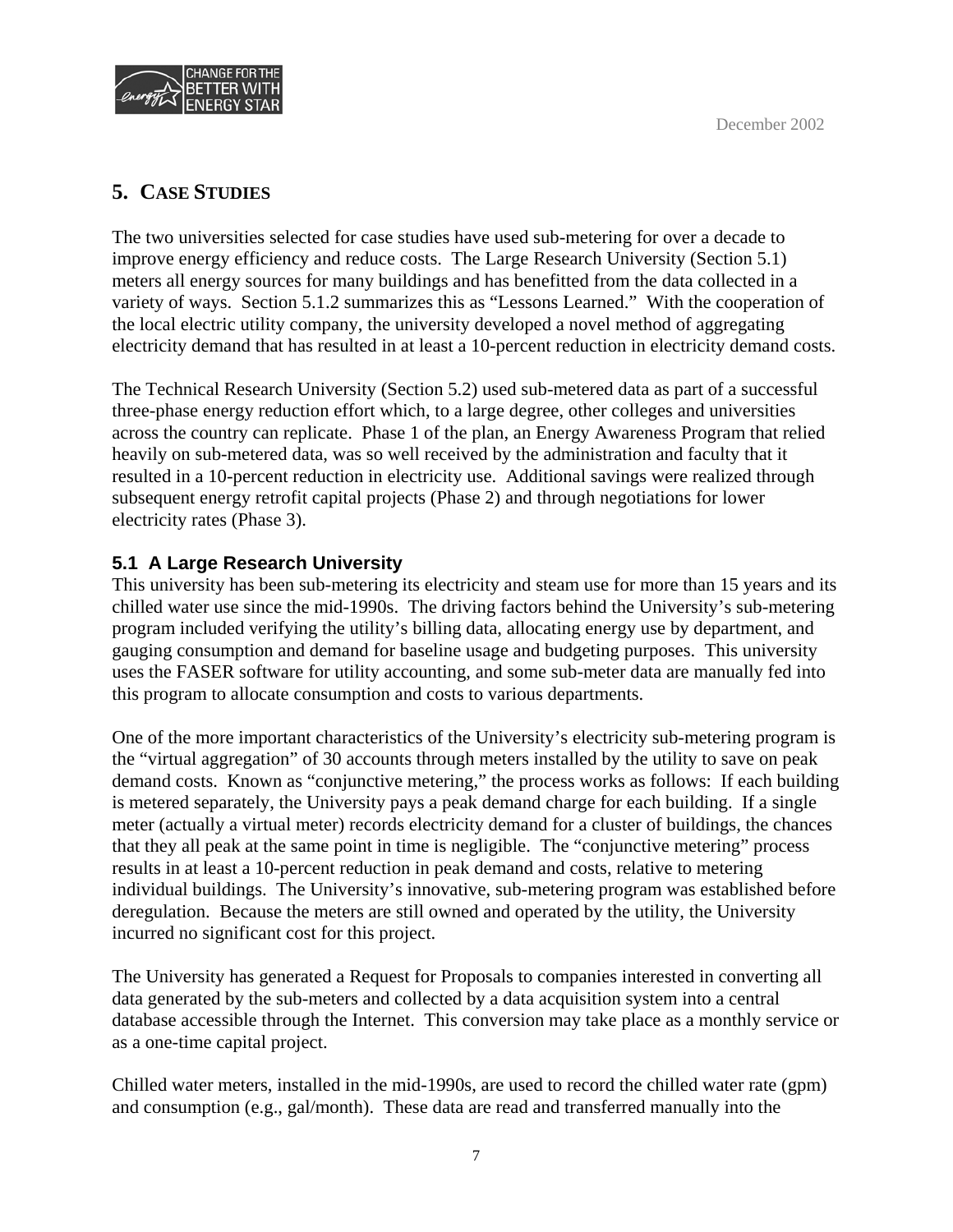## 5. CASE STUDIES

The two universities selected for case studies have used sub-metering for over a decade to improve energy efficiency and reduce costs. The Large Research University (Section 5.1) meters all energy sources for many buildings and has benefitted from the data collected in a variety of ways. Section 5.1.2 summarizes this as "Lessons Learned." With the cooperation of the local electric utility company, the university developed a novel method of aggregating electricity demand that has resulted in at least a 10-percent reduction in electricity demand costs.

The Technical Research University (Section 5.2) used sub-metered data as part of a successful three-phase energy reduction effort which, to a large degree, other colleges and universities across the country can replicate. Phase 1 of the plan, an Energy Awareness Program that relied heavily on sub-metered data, was so well received by the administration and faculty that it resulted in a 10-percent reduction in electricity use. Additional savings were realized through subsequent energy retrofit capital projects (Phase 2) and through negotiations for lower electricity rates (Phase 3).

### 5.1 A Large Research University

This university has been sub-metering its electricity and steam use for more than 15 years and its chilled water use since the mid-1990s. The driving factors behind the University's sub-metering program included verifying the utility's billing data, allocating energy use by department, and gauging consumption and demand for baseline usage and budgeting purposes. This university uses the FASER software for utility accounting, and some sub-meter data are manually fed into this program to allocate consumption and costs to various departments.

One of the more important characteristics of the University's electricity sub-metering program is the "virtual aggregation" of 30 accounts through meters installed by the utility to save on peak demand costs. Known as "conjunctive metering," the process works as follows: If each building is metered separately, the University pays a peak demand charge for each building. If a single meter (actually a virtual meter) records electricity demand for a cluster of buildings, the chances that they all peak at the same point in time is negligible. The "conjunctive metering" process results in at least a 10-percent reduction in peak demand and costs, relative to metering individual buildings. The University's innovative, sub-metering program was established before deregulation. Because the meters are still owned and operated by the utility, the University incurred no significant cost for this project.

The University has generated a Request for Proposals to companies interested in converting all data generated by the sub-meters and collected by a data acquisition system into a central database accessible through the Internet. This conversion may take place as a monthly service or as a one-time capital project.

Chilled water meters, installed in the mid-1990s, are used to record the chilled water rate (gpm) and consumption (e.g., gal/month). These data are read and transferred manually into the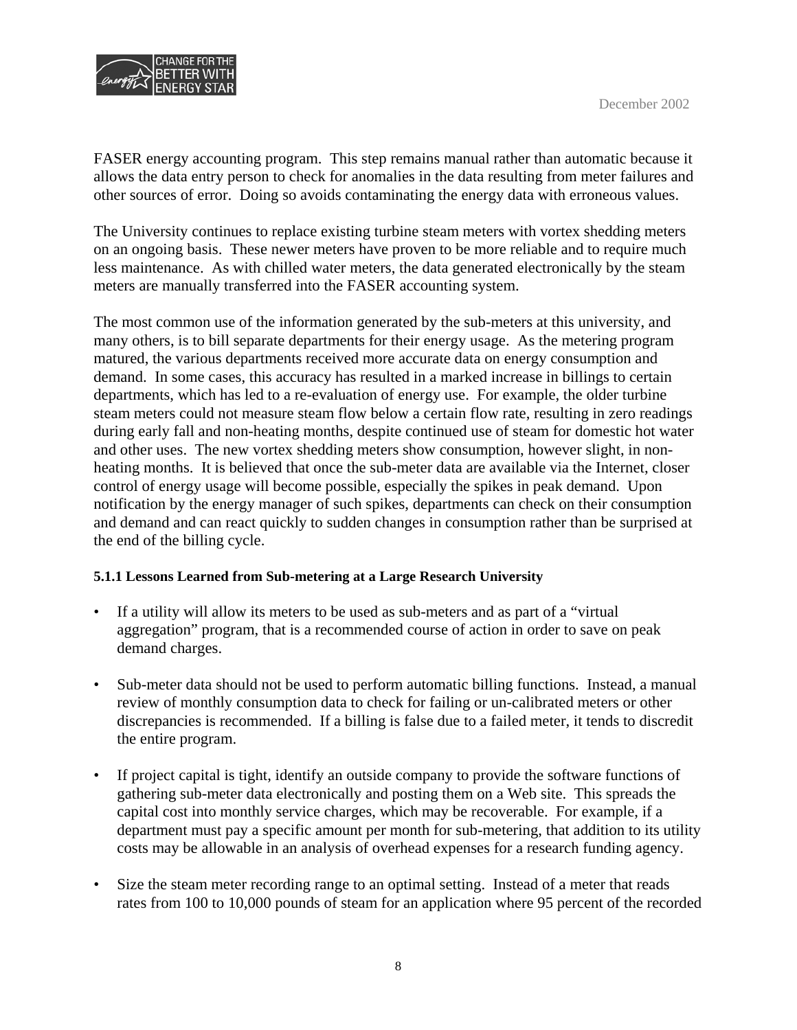FASER energy accounting program. This step remains manual rather than automatic because it allows the data entry person to check for anomalies in the data resulting from meter failures and other sources of error. Doing so avoids contaminating the energy data with erroneous values.

The University continues to replace existing turbine steam meters with vortex shedding meters on an ongoing basis. These newer meters have proven to be more reliable and to require much less maintenance. As with chilled water meters, the data generated electronically by the steam meters are manually transferred into the FASER accounting system.

The most common use of the information generated by the sub-meters at this university, and many others, is to bill separate departments for their energy usage. As the metering program matured, the various departments received more accurate data on energy consumption and demand. In some cases, this accuracy has resulted in a marked increase in billings to certain departments, which has led to a re-evaluation of energy use. For example, the older turbine steam meters could not measure steam flow below a certain flow rate, resulting in zero readings during early fall and non-heating months, despite continued use of steam for domestic hot water and other uses. The new vortex shedding meters show consumption, however slight, in non-heating months. It is believed that once the sub-meter data are available via the Internet, closer control of energy usage will become possible, especially the spikes in peak demand. Upon notification by the energy manager of such spikes, departments can check on their consumption and demand and can react quickly to sudden changes in consumption rather than be surprised at the end of the billing cycle.

#### 5.1.1 Lessons Learned from Sub-metering at a Large Research University

- If a utility will allow its meters to be used as sub-meters and as part of a "virtual aggregation" program, that is a recommended course of action in order to save on peak demand charges.

- Sub-meter data should not be used to perform automatic billing functions. Instead, a manual review of monthly consumption data to check for failing or un-calibrated meters or other discrepancies is recommended. If a billing is false due to a failed meter, it tends to discredit the entire program.

- If project capital is tight, identify an outside company to provide the software functions of gathering sub-meter data electronically and posting them on a Web site. This spreads the capital cost into monthly service charges, which may be recoverable. For example, if a department must pay a specific amount per month for sub-metering, that addition to its utility costs may be allowable in an analysis of overhead expenses for a research funding agency.

- Size the steam meter recording range to an optimal setting. Instead of a meter that reads rates from 100 to 10,000 pounds of steam for an application where 95 percent of the recorded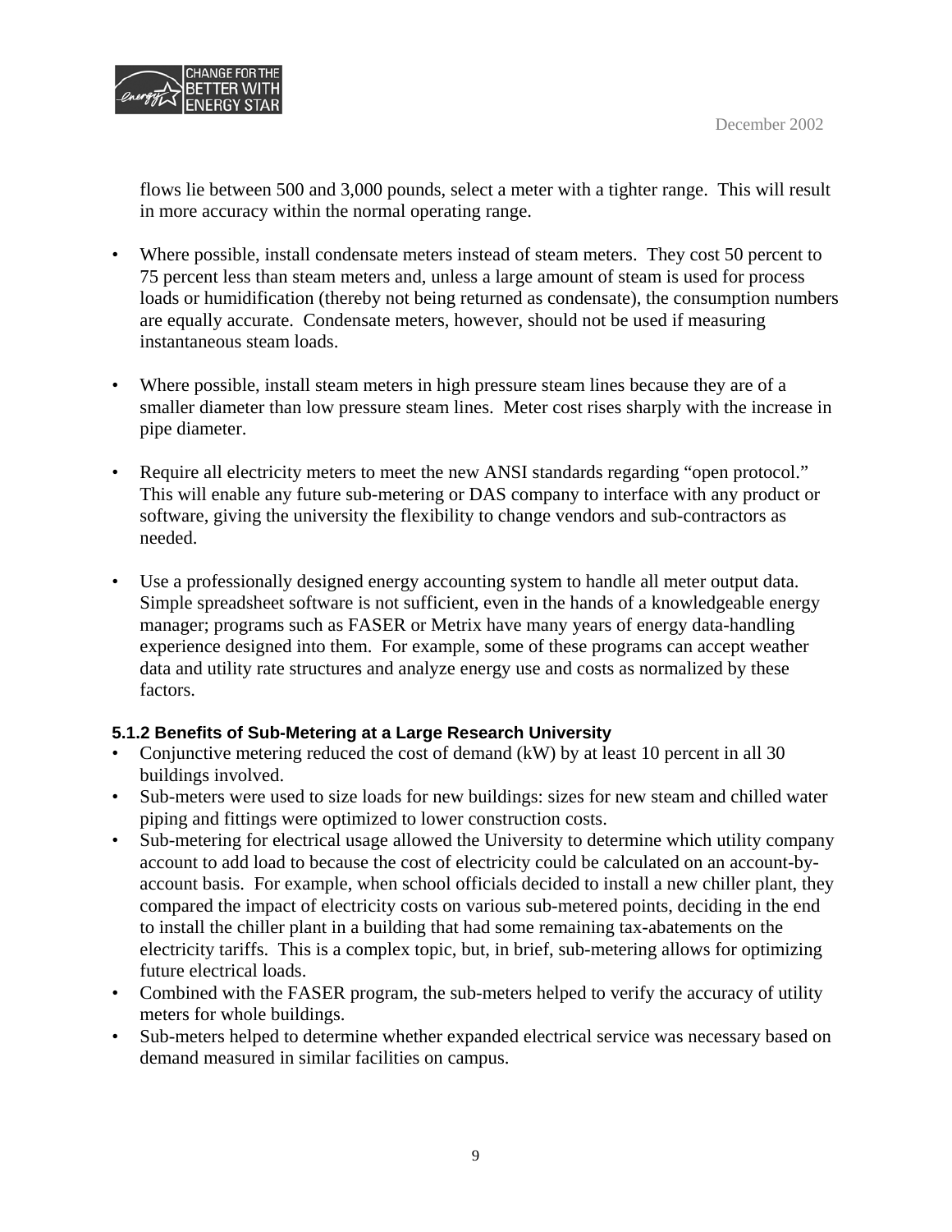flows lie between 500 and 3,000 pounds, select a meter with a tighter range. This will result in more accuracy within the normal operating range.

- Where possible, install condensate meters instead of steam meters. They cost 50 percent to 75 percent less than steam meters and, unless a large amount of steam is used for process loads or humidification (thereby not being returned as condensate), the consumption numbers are equally accurate. Condensate meters, however, should not be used if measuring instantaneous steam loads.

- Where possible, install steam meters in high pressure steam lines because they are of a smaller diameter than low pressure steam lines. Meter cost rises sharply with the increase in pipe diameter.

- Require all electricity meters to meet the new ANSI standards regarding "open protocol." This will enable any future sub-metering or DAS company to interface with any product or software, giving the university the flexibility to change vendors and sub-contractors as needed.

- Use a professionally designed energy accounting system to handle all meter output data. Simple spreadsheet software is not sufficient, even in the hands of a knowledgeable energy manager; programs such as FASER or Metrix have many years of energy data-handling experience designed into them. For example, some of these programs can accept weather data and utility rate structures and analyze energy use and costs as normalized by these factors.

#### 5.1.2 Benefits of Sub-Metering at a Large Research University

- Conjunctive metering reduced the cost of demand (kW) by at least 10 percent in all 30 buildings involved.
- Sub-meters were used to size loads for new buildings: sizes for new steam and chilled water piping and fittings were optimized to lower construction costs.
- Sub-metering for electrical usage allowed the University to determine which utility company account to add load to because the cost of electricity could be calculated on an account-by-account basis. For example, when school officials decided to install a new chiller plant, they compared the impact of electricity costs on various sub-metered points, deciding in the end to install the chiller plant in a building that had some remaining tax-abatements on the electricity tariffs. This is a complex topic, but, in brief, sub-metering allows for optimizing future electrical loads.
- Combined with the FASER program, the sub-meters helped to verify the accuracy of utility meters for whole buildings.
- Sub-meters helped to determine whether expanded electrical service was necessary based on demand measured in similar facilities on campus.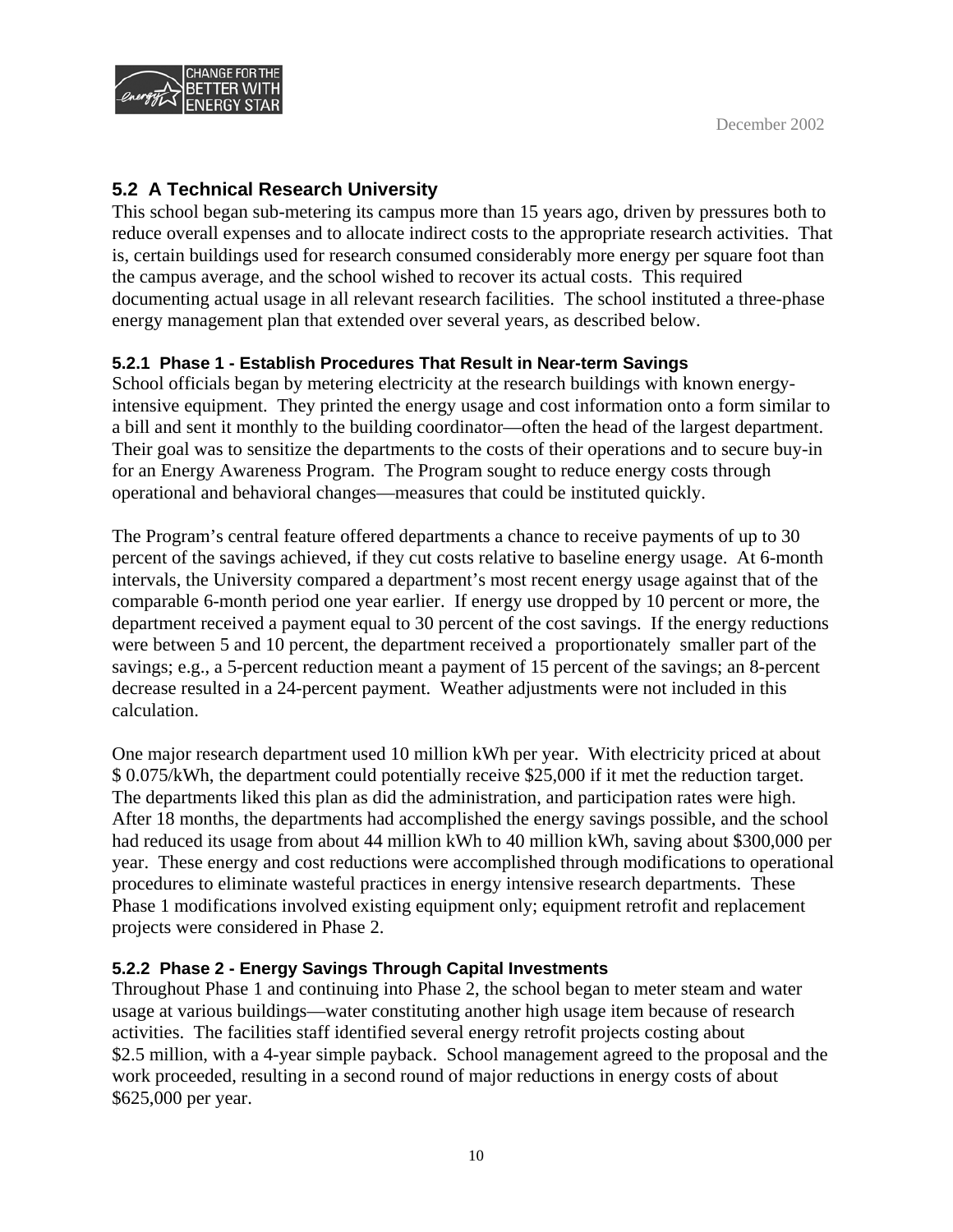## 5.2 A Technical Research University

This school began sub-metering its campus more than 15 years ago, driven by pressures both to reduce overall expenses and to allocate indirect costs to the appropriate research activities. That is, certain buildings used for research consumed considerably more energy per square foot than the campus average, and the school wished to recover its actual costs. This required documenting actual usage in all relevant research facilities. The school instituted a three-phase energy management plan that extended over several years, as described below.

### 5.2.1 Phase 1 - Establish Procedures That Result in Near-term Savings

School officials began by metering electricity at the research buildings with known energy-intensive equipment. They printed the energy usage and cost information onto a form similar to a bill and sent it monthly to the building coordinator—often the head of the largest department. Their goal was to sensitize the departments to the costs of their operations and to secure buy-in for an Energy Awareness Program. The Program sought to reduce energy costs through operational and behavioral changes—measures that could be instituted quickly.

The Program's central feature offered departments a chance to receive payments of up to 30 percent of the savings achieved, if they cut costs relative to baseline energy usage. At 6-month intervals, the University compared a department's most recent energy usage against that of the comparable 6-month period one year earlier. If energy use dropped by 10 percent or more, the department received a payment equal to 30 percent of the cost savings. If the energy reductions were between 5 and 10 percent, the department received a proportionately smaller part of the savings; e.g., a 5-percent reduction meant a payment of 15 percent of the savings; an 8-percent decrease resulted in a 24-percent payment. Weather adjustments were not included in this calculation.

One major research department used 10 million kWh per year. With electricity priced at about $ 0.075/kWh, the department could potentially receive $25,000 if it met the reduction target. The departments liked this plan as did the administration, and participation rates were high. After 18 months, the departments had accomplished the energy savings possible, and the school had reduced its usage from about 44 million kWh to 40 million kWh, saving about $300,000 per year. These energy and cost reductions were accomplished through modifications to operational procedures to eliminate wasteful practices in energy intensive research departments. These Phase 1 modifications involved existing equipment only; equipment retrofit and replacement projects were considered in Phase 2.

### 5.2.2 Phase 2 - Energy Savings Through Capital Investments

Throughout Phase 1 and continuing into Phase 2, the school began to meter steam and water usage at various buildings—water constituting another high usage item because of research activities. The facilities staff identified several energy retrofit projects costing about $2.5 million, with a 4-year simple payback. School management agreed to the proposal and the work proceeded, resulting in a second round of major reductions in energy costs of about $625,000 per year.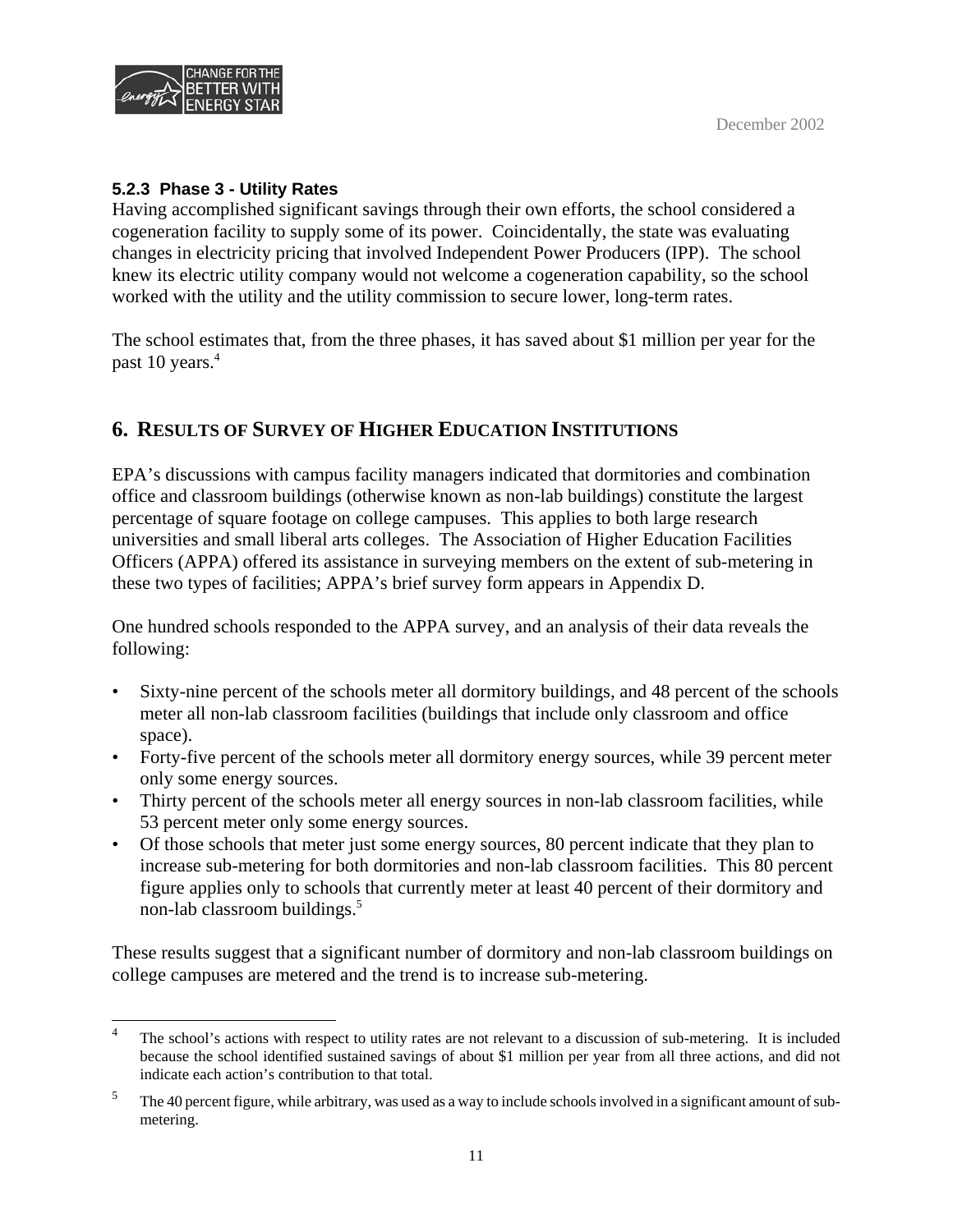#### 5.2.3 Phase 3 - Utility Rates

Having accomplished significant savings through their own efforts, the school considered a cogeneration facility to supply some of its power. Coincidentally, the state was evaluating changes in electricity pricing that involved Independent Power Producers (IPP). The school knew its electric utility company would not welcome a cogeneration capability, so the school worked with the utility and the utility commission to secure lower, long-term rates.

The school estimates that, from the three phases, it has saved about $1 million per year for the past 10 years.[4]

## 6. RESULTS OF SURVEY OF HIGHER EDUCATION INSTITUTIONS

EPA's discussions with campus facility managers indicated that dormitories and combination office and classroom buildings (otherwise known as non-lab buildings) constitute the largest percentage of square footage on college campuses. This applies to both large research universities and small liberal arts colleges. The Association of Higher Education Facilities Officers (APPA) offered its assistance in surveying members on the extent of sub-metering in these two types of facilities; APPA's brief survey form appears in Appendix D.

One hundred schools responded to the APPA survey, and an analysis of their data reveals the following:

- Sixty-nine percent of the schools meter all dormitory buildings, and 48 percent of the schools meter all non-lab classroom facilities (buildings that include only classroom and office space).
- Forty-five percent of the schools meter all dormitory energy sources, while 39 percent meter only some energy sources.
- Thirty percent of the schools meter all energy sources in non-lab classroom facilities, while 53 percent meter only some energy sources.
- Of those schools that meter just some energy sources, 80 percent indicate that they plan to increase sub-metering for both dormitories and non-lab classroom facilities. This 80 percent figure applies only to schools that currently meter at least 40 percent of their dormitory and non-lab classroom buildings.[5]

These results suggest that a significant number of dormitory and non-lab classroom buildings on college campuses are metered and the trend is to increase sub-metering.

---

[4] The school's actions with respect to utility rates are not relevant to a discussion of sub-metering. It is included because the school identified sustained savings of about $1 million per year from all three actions, and did not indicate each action's contribution to that total.

[5] The 40 percent figure, while arbitrary, was used as a way to include schools involved in a significant amount of sub-metering.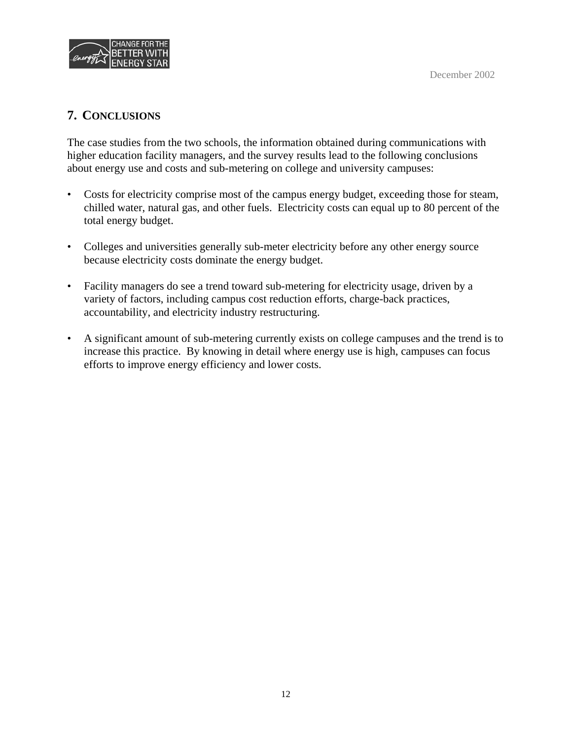## 7. CONCLUSIONS

The case studies from the two schools, the information obtained during communications with higher education facility managers, and the survey results lead to the following conclusions about energy use and costs and sub-metering on college and university campuses:

- Costs for electricity comprise most of the campus energy budget, exceeding those for steam, chilled water, natural gas, and other fuels. Electricity costs can equal up to 80 percent of the total energy budget.
- Colleges and universities generally sub-meter electricity before any other energy source because electricity costs dominate the energy budget.
- Facility managers do see a trend toward sub-metering for electricity usage, driven by a variety of factors, including campus cost reduction efforts, charge-back practices, accountability, and electricity industry restructuring.
- A significant amount of sub-metering currently exists on college campuses and the trend is to increase this practice. By knowing in detail where energy use is high, campuses can focus efforts to improve energy efficiency and lower costs.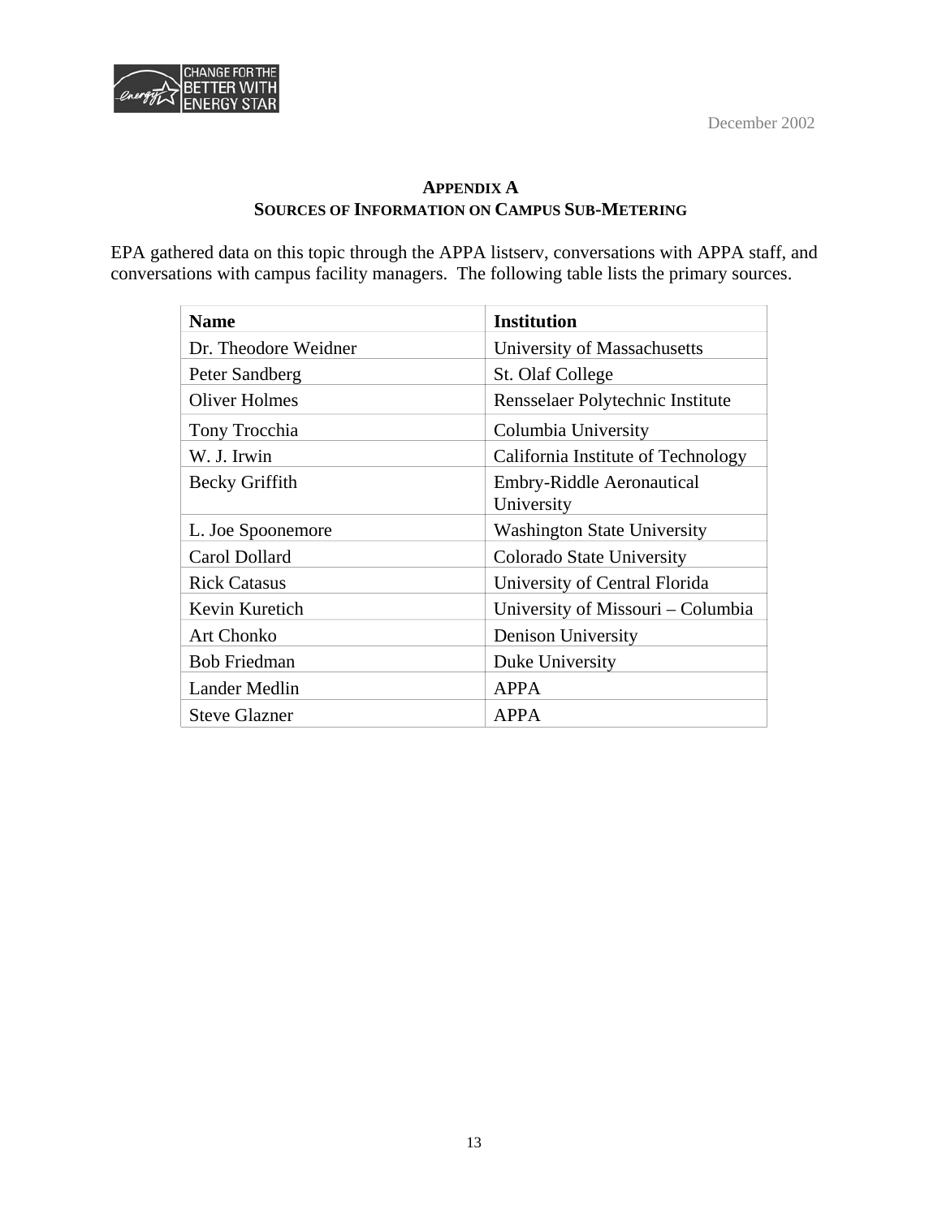## APPENDIX A
## SOURCES OF INFORMATION ON CAMPUS SUB-METERING

EPA gathered data on this topic through the APPA listserv, conversations with APPA staff, and conversations with campus facility managers. The following table lists the primary sources.

| Name | Institution |
|---|---|
| Dr. Theodore Weidner | University of Massachusetts |
| Peter Sandberg | St. Olaf College |
| Oliver Holmes | Rensselaer Polytechnic Institute |
| Tony Trocchia | Columbia University |
| W. J. Irwin | California Institute of Technology |
| Becky Griffith | Embry-Riddle Aeronautical University |
| L. Joe Spoonemore | Washington State University |
| Carol Dollard | Colorado State University |
| Rick Catasus | University of Central Florida |
| Kevin Kuretich | University of Missouri – Columbia |
| Art Chonko | Denison University |
| Bob Friedman | Duke University |
| Lander Medlin | APPA |
| Steve Glazner | APPA |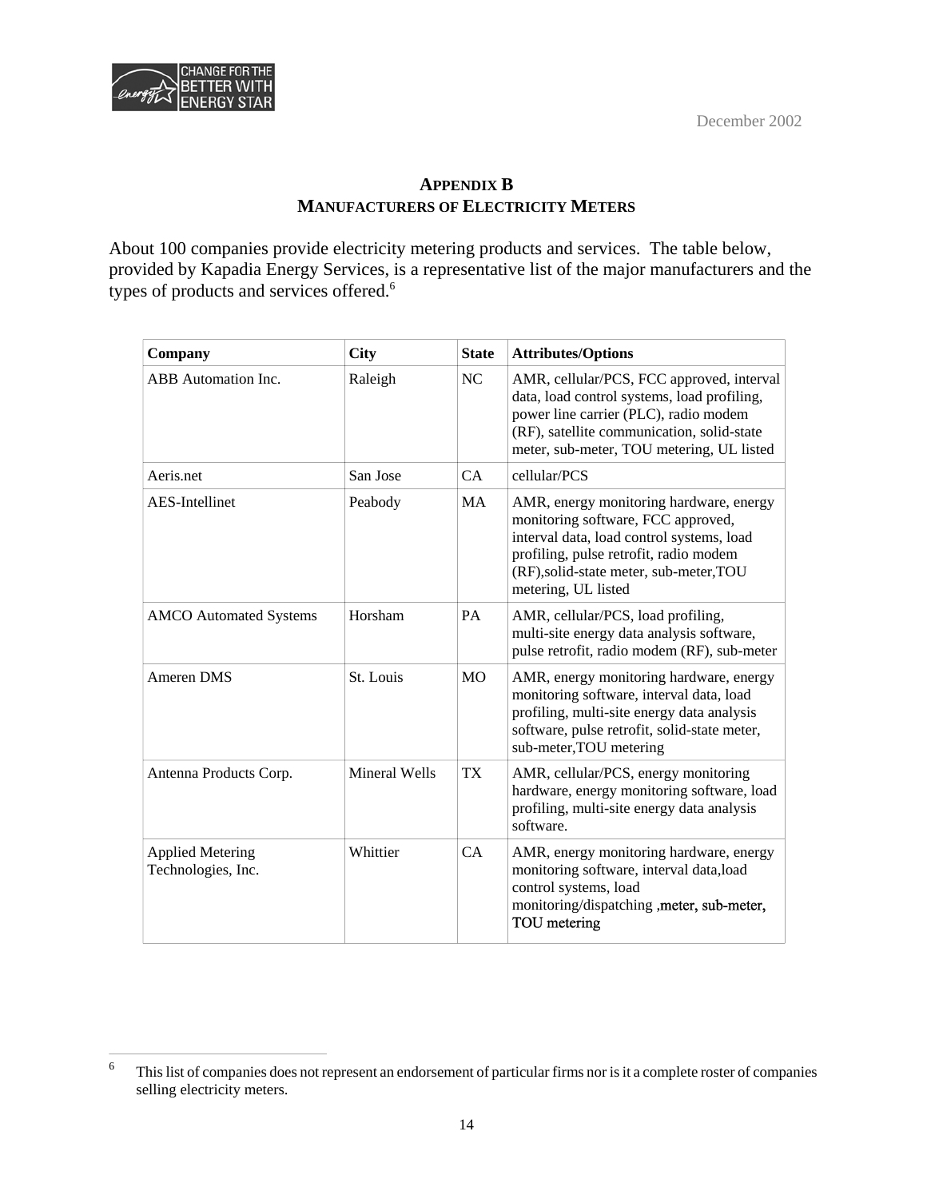## APPENDIX B
## MANUFACTURERS OF ELECTRICITY METERS

About 100 companies provide electricity metering products and services. The table below, provided by Kapadia Energy Services, is a representative list of the major manufacturers and the types of products and services offered.[6]

| Company | City | State | Attributes/Options |
|---|---|---|---|
| ABB Automation Inc. | Raleigh | NC | AMR, cellular/PCS, FCC approved, interval data, load control systems, load profiling, power line carrier (PLC), radio modem (RF), satellite communication, solid-state meter, sub-meter, TOU metering, UL listed |
| Aeris.net | San Jose | CA | cellular/PCS |
| AES-Intellinet | Peabody | MA | AMR, energy monitoring hardware, energy monitoring software, FCC approved, interval data, load control systems, load profiling, pulse retrofit, radio modem (RF),solid-state meter, sub-meter,TOU metering, UL listed |
| AMCO Automated Systems | Horsham | PA | AMR, cellular/PCS, load profiling, multi-site energy data analysis software, pulse retrofit, radio modem (RF), sub-meter |
| Ameren DMS | St. Louis | MO | AMR, energy monitoring hardware, energy monitoring software, interval data, load profiling, multi-site energy data analysis software, pulse retrofit, solid-state meter, sub-meter,TOU metering |
| Antenna Products Corp. | Mineral Wells | TX | AMR, cellular/PCS, energy monitoring hardware, energy monitoring software, load profiling, multi-site energy data analysis software. |
| Applied Metering Technologies, Inc. | Whittier | CA | AMR, energy monitoring hardware, energy monitoring software, interval data,load control systems, load monitoring/dispatching ,meter, sub-meter, TOU metering |

[6] This list of companies does not represent an endorsement of particular firms nor is it a complete roster of companies selling electricity meters.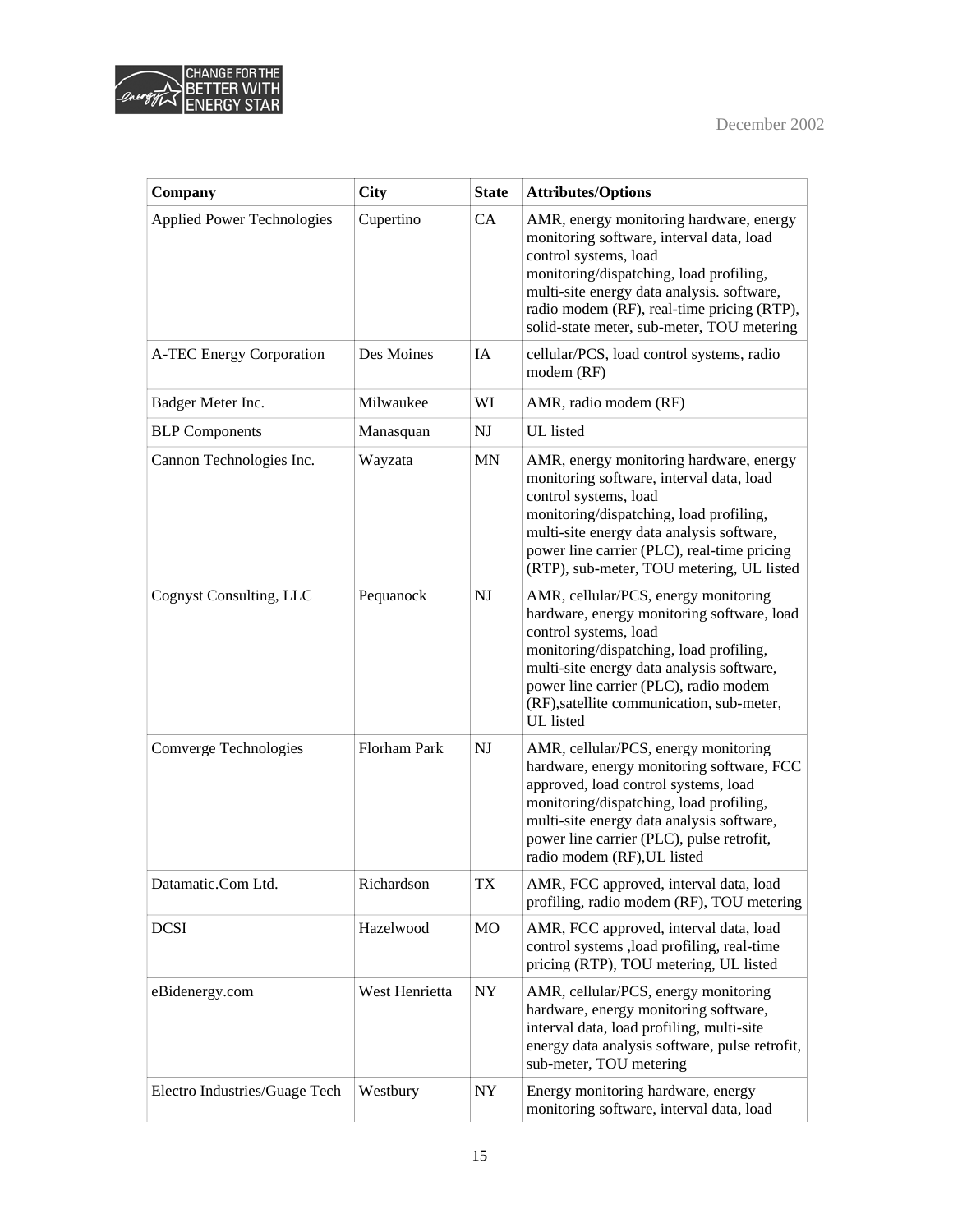| Company | City | State | Attributes/Options |
|---|---|---|---|
| Applied Power Technologies | Cupertino | CA | AMR, energy monitoring hardware, energy monitoring software, interval data, load control systems, load monitoring/dispatching, load profiling, multi-site energy data analysis. software, radio modem (RF), real-time pricing (RTP), solid-state meter, sub-meter, TOU metering |
| A-TEC Energy Corporation | Des Moines | IA | cellular/PCS, load control systems, radio modem (RF) |
| Badger Meter Inc. | Milwaukee | WI | AMR, radio modem (RF) |
| BLP Components | Manasquan | NJ | UL listed |
| Cannon Technologies Inc. | Wayzata | MN | AMR, energy monitoring hardware, energy monitoring software, interval data, load control systems, load monitoring/dispatching, load profiling, multi-site energy data analysis software, power line carrier (PLC), real-time pricing (RTP), sub-meter, TOU metering, UL listed |
| Cognyst Consulting, LLC | Pequanock | NJ | AMR, cellular/PCS, energy monitoring hardware, energy monitoring software, load control systems, load monitoring/dispatching, load profiling, multi-site energy data analysis software, power line carrier (PLC), radio modem (RF),satellite communication, sub-meter, UL listed |
| Comverge Technologies | Florham Park | NJ | AMR, cellular/PCS, energy monitoring hardware, energy monitoring software, FCC approved, load control systems, load monitoring/dispatching, load profiling, multi-site energy data analysis software, power line carrier (PLC), pulse retrofit, radio modem (RF),UL listed |
| Datamatic.Com Ltd. | Richardson | TX | AMR, FCC approved, interval data, load profiling, radio modem (RF), TOU metering |
| DCSI | Hazelwood | MO | AMR, FCC approved, interval data, load control systems ,load profiling, real-time pricing (RTP), TOU metering, UL listed |
| eBidenergy.com | West Henrietta | NY | AMR, cellular/PCS, energy monitoring hardware, energy monitoring software, interval data, load profiling, multi-site energy data analysis software, pulse retrofit, sub-meter, TOU metering |
| Electro Industries/Guage Tech | Westbury | NY | Energy monitoring hardware, energy monitoring software, interval data, load |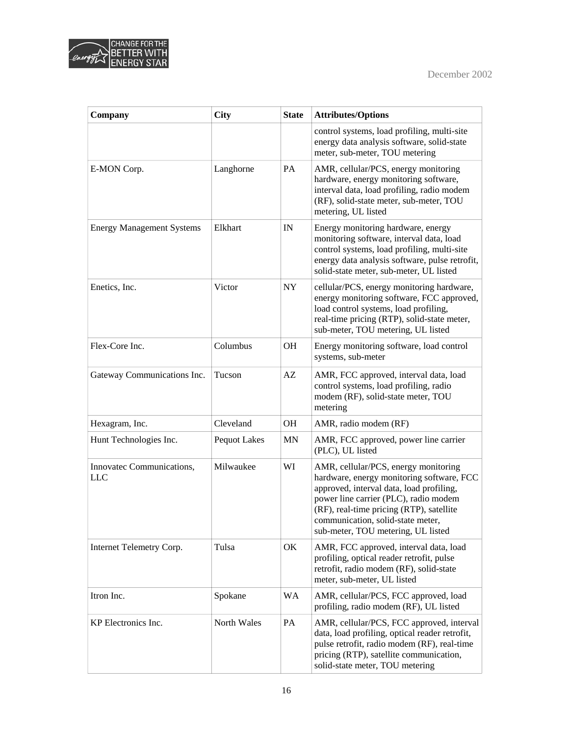| Company | City | State | Attributes/Options |
| --- | --- | --- | --- |
| | | | control systems, load profiling, multi-site energy data analysis software, solid-state meter, sub-meter, TOU metering |
| E-MON Corp. | Langhorne | PA | AMR, cellular/PCS, energy monitoring hardware, energy monitoring software, interval data, load profiling, radio modem (RF), solid-state meter, sub-meter, TOU metering, UL listed |
| Energy Management Systems | Elkhart | IN | Energy monitoring hardware, energy monitoring software, interval data, load control systems, load profiling, multi-site energy data analysis software, pulse retrofit, solid-state meter, sub-meter, UL listed |
| Enetics, Inc. | Victor | NY | cellular/PCS, energy monitoring hardware, energy monitoring software, FCC approved, load control systems, load profiling, real-time pricing (RTP), solid-state meter, sub-meter, TOU metering, UL listed |
| Flex-Core Inc. | Columbus | OH | Energy monitoring software, load control systems, sub-meter |
| Gateway Communications Inc. | Tucson | AZ | AMR, FCC approved, interval data, load control systems, load profiling, radio modem (RF), solid-state meter, TOU metering |
| Hexagram, Inc. | Cleveland | OH | AMR, radio modem (RF) |
| Hunt Technologies Inc. | Pequot Lakes | MN | AMR, FCC approved, power line carrier (PLC), UL listed |
| Innovatec Communications, LLC | Milwaukee | WI | AMR, cellular/PCS, energy monitoring hardware, energy monitoring software, FCC approved, interval data, load profiling, power line carrier (PLC), radio modem (RF), real-time pricing (RTP), satellite communication, solid-state meter, sub-meter, TOU metering, UL listed |
| Internet Telemetry Corp. | Tulsa | OK | AMR, FCC approved, interval data, load profiling, optical reader retrofit, pulse retrofit, radio modem (RF), solid-state meter, sub-meter, UL listed |
| Itron Inc. | Spokane | WA | AMR, cellular/PCS, FCC approved, load profiling, radio modem (RF), UL listed |
| KP Electronics Inc. | North Wales | PA | AMR, cellular/PCS, FCC approved, interval data, load profiling, optical reader retrofit, pulse retrofit, radio modem (RF), real-time pricing (RTP), satellite communication, solid-state meter, TOU metering |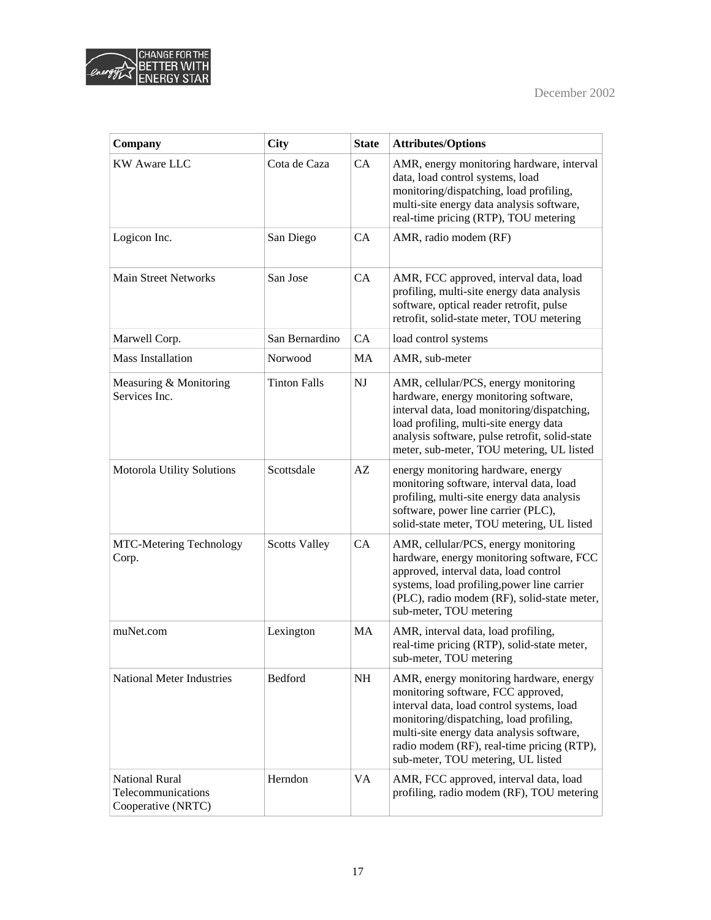| Company | City | State | Attributes/Options |
|---|---|---|---|
| KW Aware LLC | Cota de Caza | CA | AMR, energy monitoring hardware, interval data, load control systems, load monitoring/dispatching, load profiling, multi-site energy data analysis software, real-time pricing (RTP), TOU metering |
| Logicon Inc. | San Diego | CA | AMR, radio modem (RF) |
| Main Street Networks | San Jose | CA | AMR, FCC approved, interval data, load profiling, multi-site energy data analysis software, optical reader retrofit, pulse retrofit, solid-state meter, TOU metering |
| Marwell Corp. | San Bernardino | CA | load control systems |
| Mass Installation | Norwood | MA | AMR, sub-meter |
| Measuring & Monitoring Services Inc. | Tinton Falls | NJ | AMR, cellular/PCS, energy monitoring hardware, energy monitoring software, interval data, load monitoring/dispatching, load profiling, multi-site energy data analysis software, pulse retrofit, solid-state meter, sub-meter, TOU metering, UL listed |
| Motorola Utility Solutions | Scottsdale | AZ | energy monitoring hardware, energy monitoring software, interval data, load profiling, multi-site energy data analysis software, power line carrier (PLC), solid-state meter, TOU metering, UL listed |
| MTC-Metering Technology Corp. | Scotts Valley | CA | AMR, cellular/PCS, energy monitoring hardware, energy monitoring software, FCC approved, interval data, load control systems, load profiling,power line carrier (PLC), radio modem (RF), solid-state meter, sub-meter, TOU metering |
| muNet.com | Lexington | MA | AMR, interval data, load profiling, real-time pricing (RTP), solid-state meter, sub-meter, TOU metering |
| National Meter Industries | Bedford | NH | AMR, energy monitoring hardware, energy monitoring software, FCC approved, interval data, load control systems, load monitoring/dispatching, load profiling, multi-site energy data analysis software, radio modem (RF), real-time pricing (RTP), sub-meter, TOU metering, UL listed |
| National Rural Telecommunications Cooperative (NRTC) | Herndon | VA | AMR, FCC approved, interval data, load profiling, radio modem (RF), TOU metering |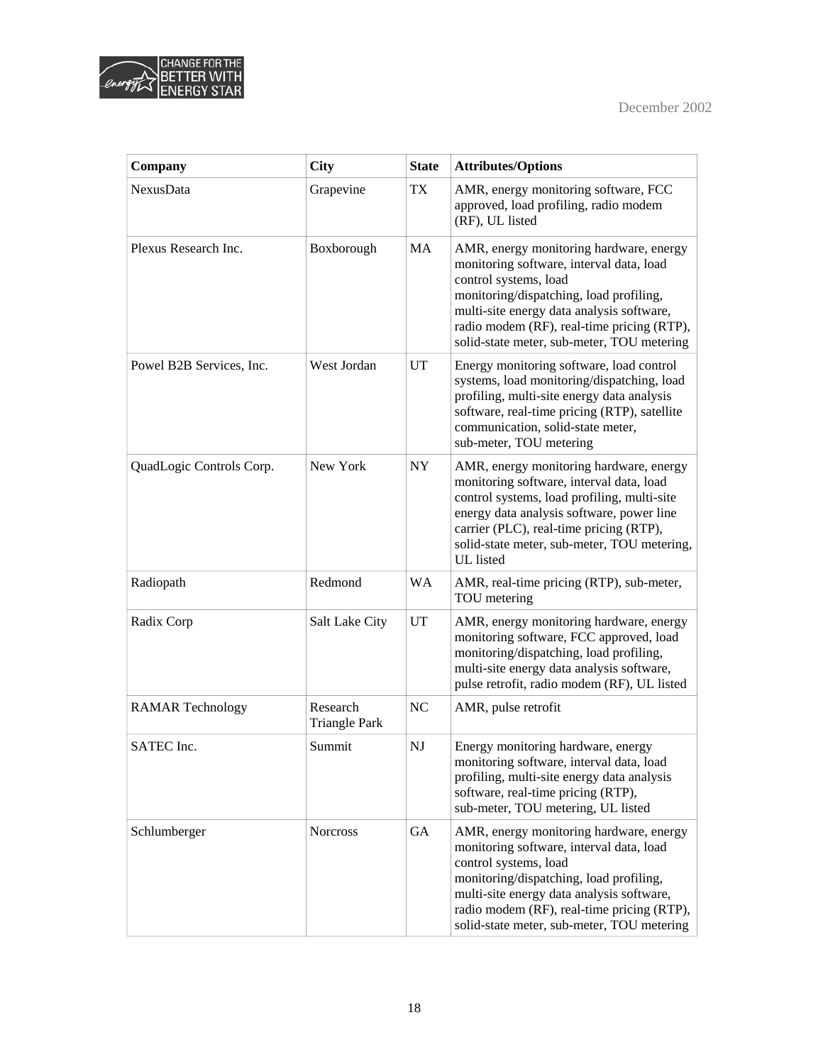| Company | City | State | Attributes/Options |
|---|---|---|---|
| NexusData | Grapevine | TX | AMR, energy monitoring software, FCC approved, load profiling, radio modem (RF), UL listed |
| Plexus Research Inc. | Boxborough | MA | AMR, energy monitoring hardware, energy monitoring software, interval data, load control systems, load monitoring/dispatching, load profiling, multi-site energy data analysis software, radio modem (RF), real-time pricing (RTP), solid-state meter, sub-meter, TOU metering |
| Powel B2B Services, Inc. | West Jordan | UT | Energy monitoring software, load control systems, load monitoring/dispatching, load profiling, multi-site energy data analysis software, real-time pricing (RTP), satellite communication, solid-state meter, sub-meter, TOU metering |
| QuadLogic Controls Corp. | New York | NY | AMR, energy monitoring hardware, energy monitoring software, interval data, load control systems, load profiling, multi-site energy data analysis software, power line carrier (PLC), real-time pricing (RTP), solid-state meter, sub-meter, TOU metering, UL listed |
| Radiopath | Redmond | WA | AMR, real-time pricing (RTP), sub-meter, TOU metering |
| Radix Corp | Salt Lake City | UT | AMR, energy monitoring hardware, energy monitoring software, FCC approved, load monitoring/dispatching, load profiling, multi-site energy data analysis software, pulse retrofit, radio modem (RF), UL listed |
| RAMAR Technology | Research Triangle Park | NC | AMR, pulse retrofit |
| SATEC Inc. | Summit | NJ | Energy monitoring hardware, energy monitoring software, interval data, load profiling, multi-site energy data analysis software, real-time pricing (RTP), sub-meter, TOU metering, UL listed |
| Schlumberger | Norcross | GA | AMR, energy monitoring hardware, energy monitoring software, interval data, load control systems, load monitoring/dispatching, load profiling, multi-site energy data analysis software, radio modem (RF), real-time pricing (RTP), solid-state meter, sub-meter, TOU metering |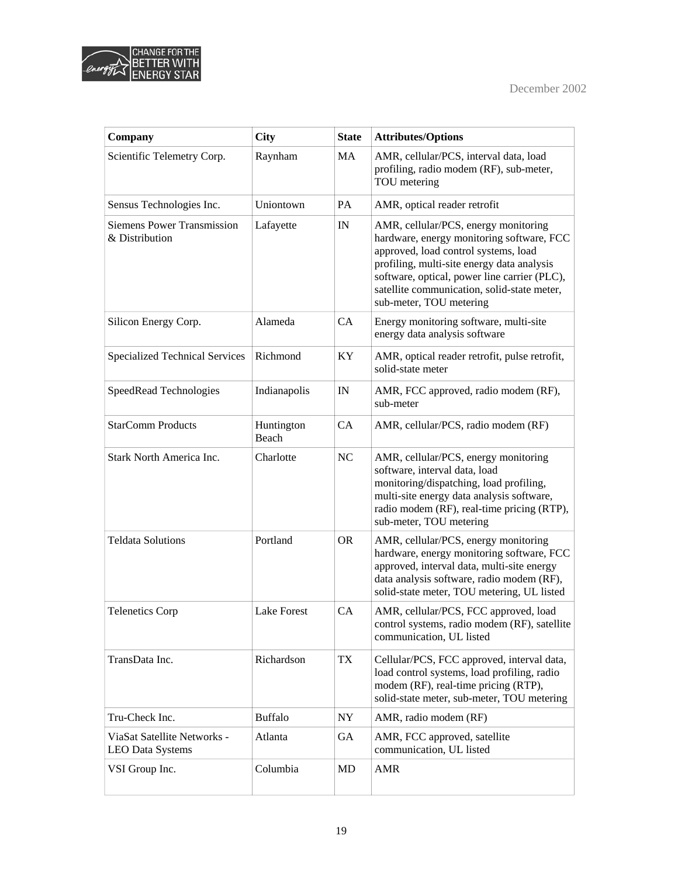| Company | City | State | Attributes/Options |
|---|---|---|---|
| Scientific Telemetry Corp. | Raynham | MA | AMR, cellular/PCS, interval data, load profiling, radio modem (RF), sub-meter, TOU metering |
| Sensus Technologies Inc. | Uniontown | PA | AMR, optical reader retrofit |
| Siemens Power Transmission & Distribution | Lafayette | IN | AMR, cellular/PCS, energy monitoring hardware, energy monitoring software, FCC approved, load control systems, load profiling, multi-site energy data analysis software, optical, power line carrier (PLC), satellite communication, solid-state meter, sub-meter, TOU metering |
| Silicon Energy Corp. | Alameda | CA | Energy monitoring software, multi-site energy data analysis software |
| Specialized Technical Services | Richmond | KY | AMR, optical reader retrofit, pulse retrofit, solid-state meter |
| SpeedRead Technologies | Indianapolis | IN | AMR, FCC approved, radio modem (RF), sub-meter |
| StarComm Products | Huntington Beach | CA | AMR, cellular/PCS, radio modem (RF) |
| Stark North America Inc. | Charlotte | NC | AMR, cellular/PCS, energy monitoring software, interval data, load monitoring/dispatching, load profiling, multi-site energy data analysis software, radio modem (RF), real-time pricing (RTP), sub-meter, TOU metering |
| Teldata Solutions | Portland | OR | AMR, cellular/PCS, energy monitoring hardware, energy monitoring software, FCC approved, interval data, multi-site energy data analysis software, radio modem (RF), solid-state meter, TOU metering, UL listed |
| Telenetics Corp | Lake Forest | CA | AMR, cellular/PCS, FCC approved, load control systems, radio modem (RF), satellite communication, UL listed |
| TransData Inc. | Richardson | TX | Cellular/PCS, FCC approved, interval data, load control systems, load profiling, radio modem (RF), real-time pricing (RTP), solid-state meter, sub-meter, TOU metering |
| Tru-Check Inc. | Buffalo | NY | AMR, radio modem (RF) |
| ViaSat Satellite Networks - LEO Data Systems | Atlanta | GA | AMR, FCC approved, satellite communication, UL listed |
| VSI Group Inc. | Columbia | MD | AMR |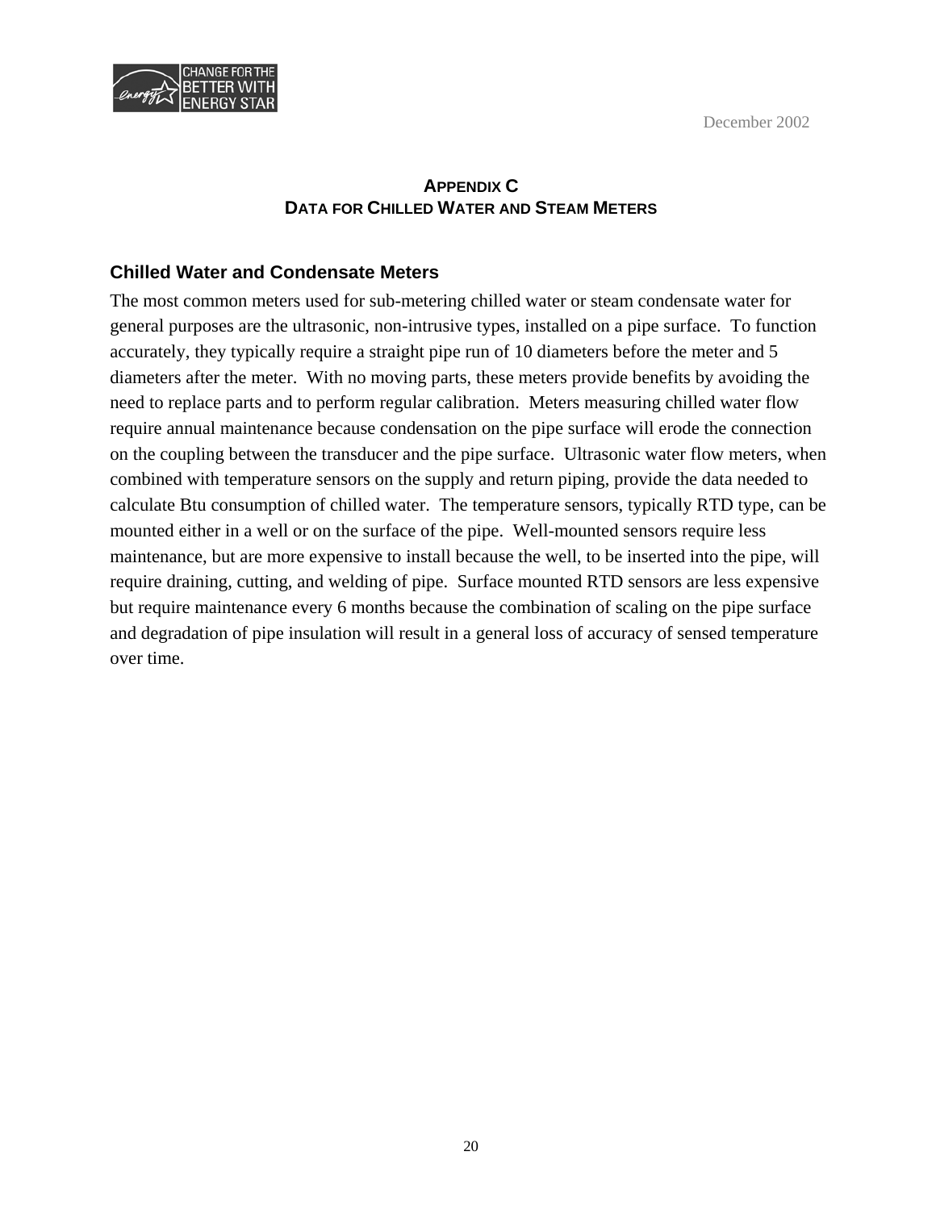# APPENDIX C
# DATA FOR CHILLED WATER AND STEAM METERS

## Chilled Water and Condensate Meters

The most common meters used for sub-metering chilled water or steam condensate water for general purposes are the ultrasonic, non-intrusive types, installed on a pipe surface. To function accurately, they typically require a straight pipe run of 10 diameters before the meter and 5 diameters after the meter. With no moving parts, these meters provide benefits by avoiding the need to replace parts and to perform regular calibration. Meters measuring chilled water flow require annual maintenance because condensation on the pipe surface will erode the connection on the coupling between the transducer and the pipe surface. Ultrasonic water flow meters, when combined with temperature sensors on the supply and return piping, provide the data needed to calculate Btu consumption of chilled water. The temperature sensors, typically RTD type, can be mounted either in a well or on the surface of the pipe. Well-mounted sensors require less maintenance, but are more expensive to install because the well, to be inserted into the pipe, will require draining, cutting, and welding of pipe. Surface mounted RTD sensors are less expensive but require maintenance every 6 months because the combination of scaling on the pipe surface and degradation of pipe insulation will result in a general loss of accuracy of sensed temperature over time.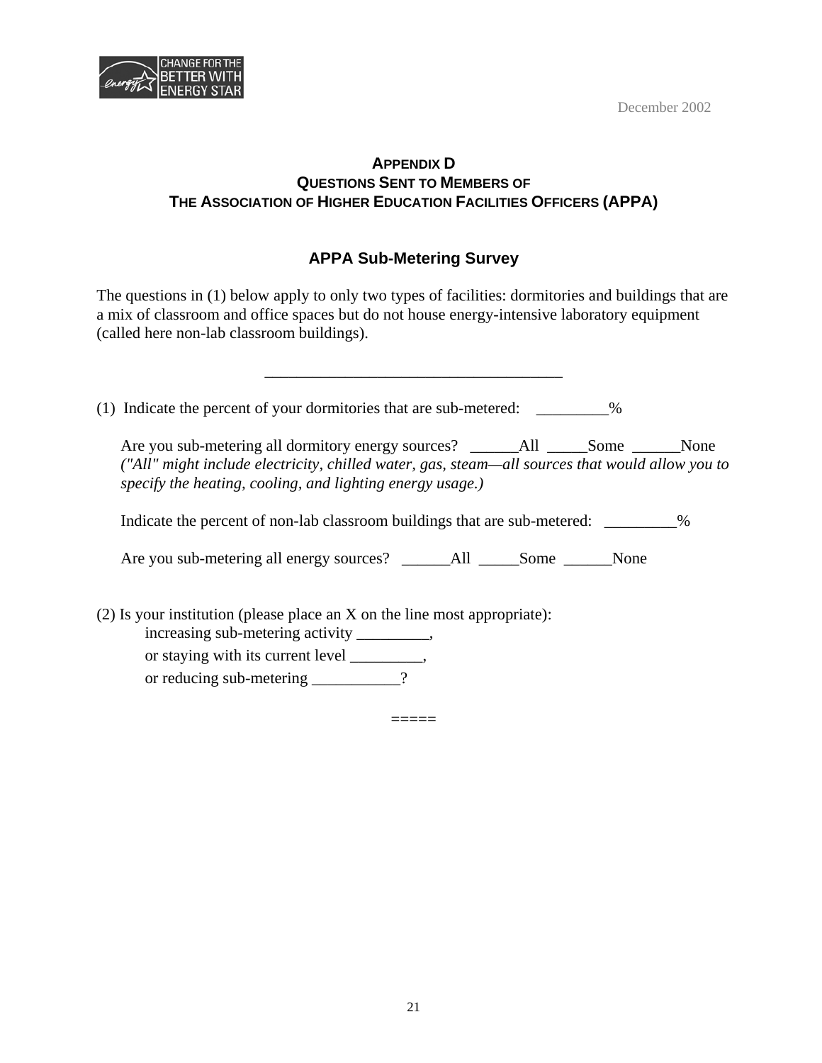## APPENDIX D
## QUESTIONS SENT TO MEMBERS OF
## THE ASSOCIATION OF HIGHER EDUCATION FACILITIES OFFICERS (APPA)

### APPA Sub-Metering Survey

The questions in (1) below apply to only two types of facilities: dormitories and buildings that are a mix of classroom and office spaces but do not house energy-intensive laboratory equipment (called here non-lab classroom buildings).

_____________________________________

(1) Indicate the percent of your dormitories that are sub-metered: _________%

Are you sub-metering all dormitory energy sources? ______All _____Some ______None
*("All" might include electricity, chilled water, gas, steam—all sources that would allow you to specify the heating, cooling, and lighting energy usage.)*

Indicate the percent of non-lab classroom buildings that are sub-metered: _________%

Are you sub-metering all energy sources? ______All _____Some ______None

(2) Is your institution (please place an X on the line most appropriate):
increasing sub-metering activity _________,
or staying with its current level _________,
or reducing sub-metering ___________?

=====